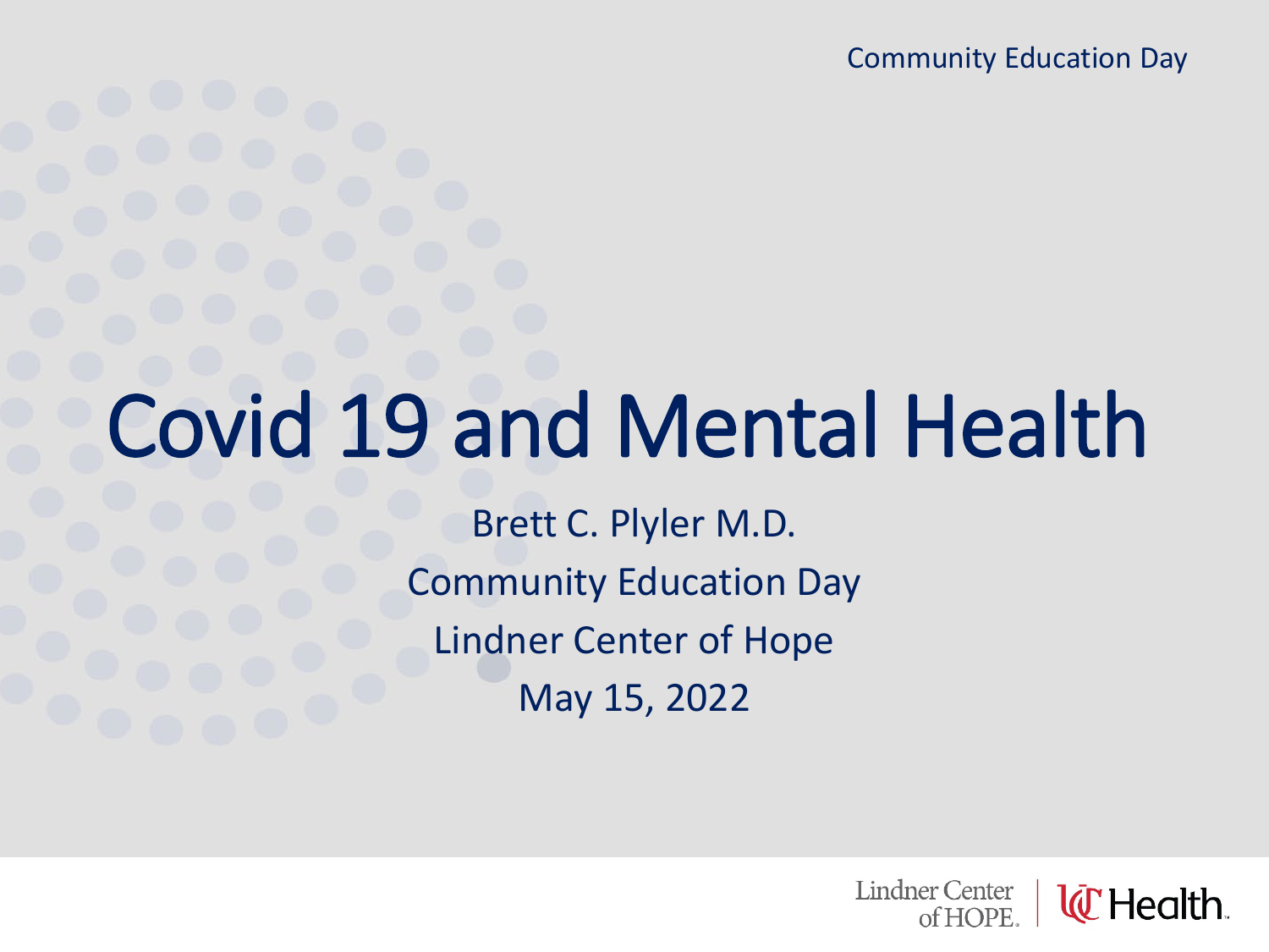# Covid 19 and Mental Health

Brett C. Plyler M.D.

Community Education Day

Lindner Center of Hope

May 15, 2022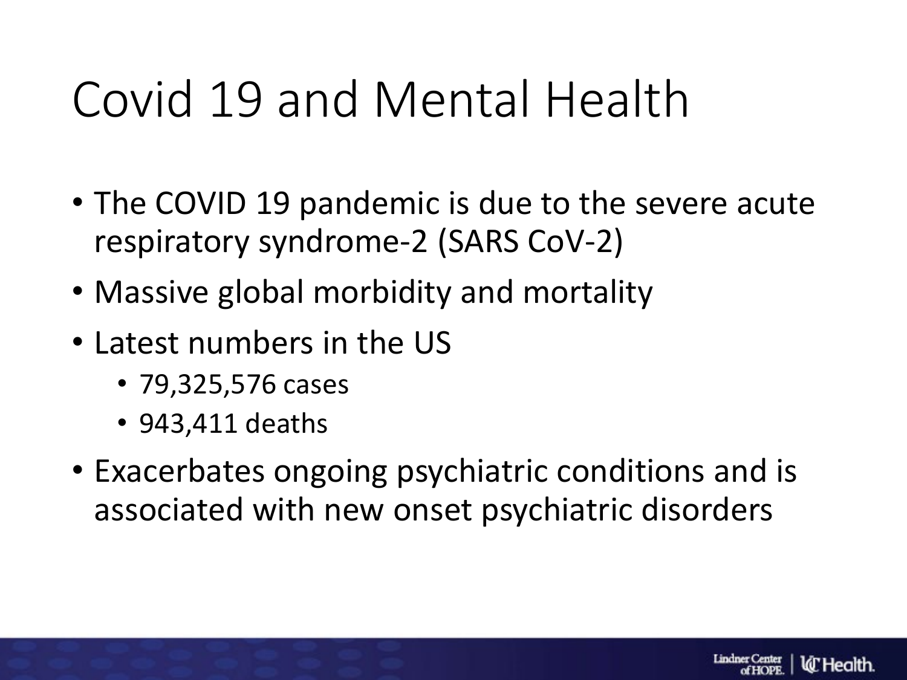# Covid 19 and Mental Health

- The COVID 19 pandemic is due to the severe acute respiratory syndrome-2 (SARS CoV-2)
- Massive global morbidity and mortality
- Latest numbers in the US
  - 79,325,576 cases
  - 943,411 deaths
- Exacerbates ongoing psychiatric conditions and is associated with new onset psychiatric disorders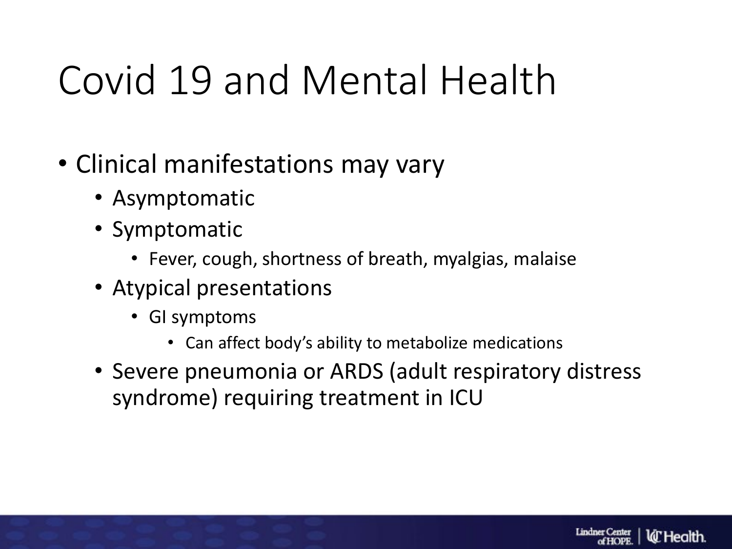# Covid 19 and Mental Health

- Clinical manifestations may vary
  - Asymptomatic
  - Symptomatic
    - Fever, cough, shortness of breath, myalgias, malaise
  - Atypical presentations
    - GI symptoms
      - Can affect body's ability to metabolize medications
  - Severe pneumonia or ARDS (adult respiratory distress syndrome) requiring treatment in ICU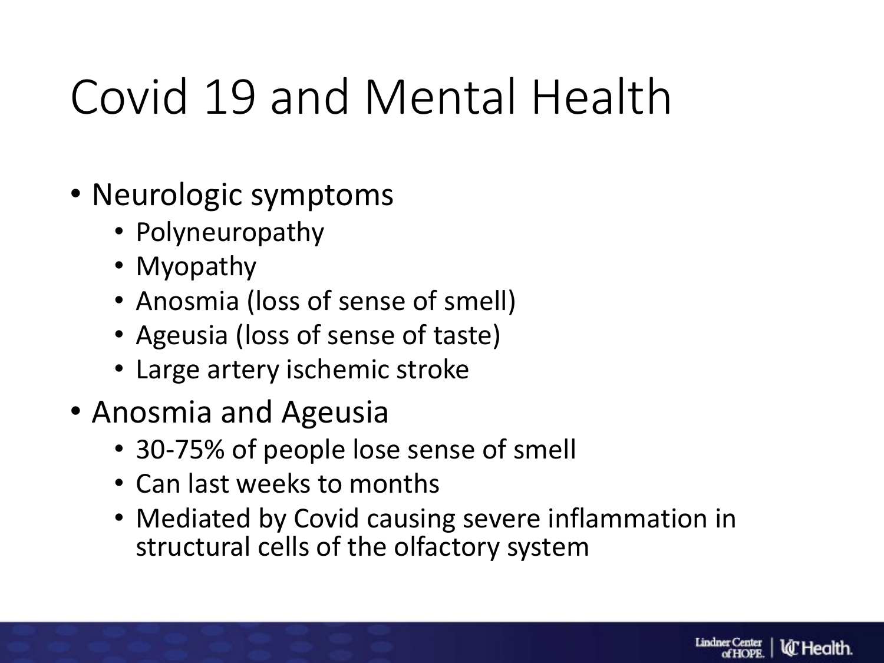# Covid 19 and Mental Health

- Neurologic symptoms
  - Polyneuropathy
  - Myopathy
  - Anosmia (loss of sense of smell)
  - Ageusia (loss of sense of taste)
  - Large artery ischemic stroke
- Anosmia and Ageusia
  - 30-75% of people lose sense of smell
  - Can last weeks to months
  - Mediated by Covid causing severe inflammation in structural cells of the olfactory system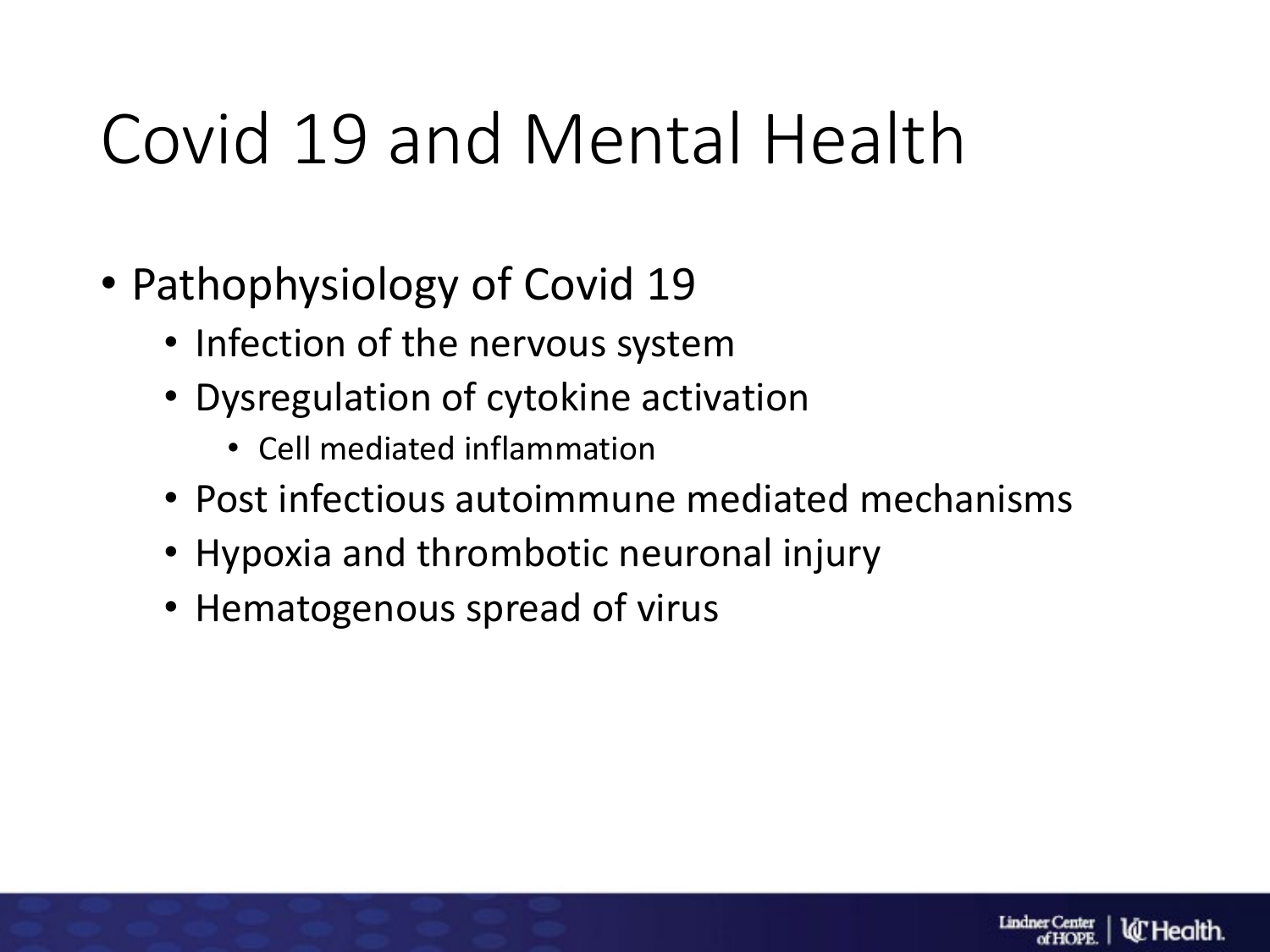# Covid 19 and Mental Health

- Pathophysiology of Covid 19
  - Infection of the nervous system
  - Dysregulation of cytokine activation
    - Cell mediated inflammation
  - Post infectious autoimmune mediated mechanisms
  - Hypoxia and thrombotic neuronal injury
  - Hematogenous spread of virus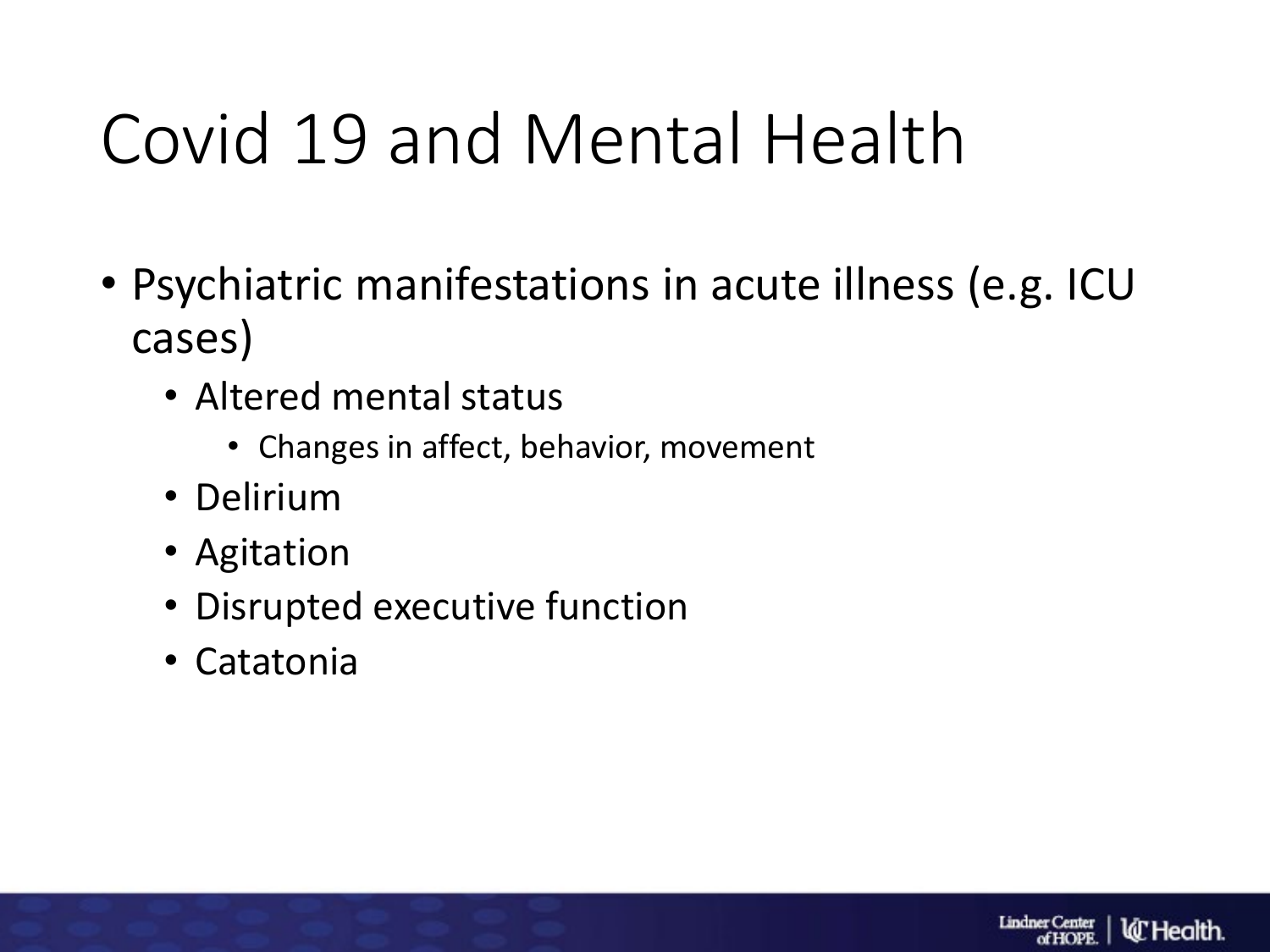# Covid 19 and Mental Health

- Psychiatric manifestations in acute illness (e.g. ICU cases)
  - Altered mental status
    - Changes in affect, behavior, movement
  - Delirium
  - Agitation
  - Disrupted executive function
  - Catatonia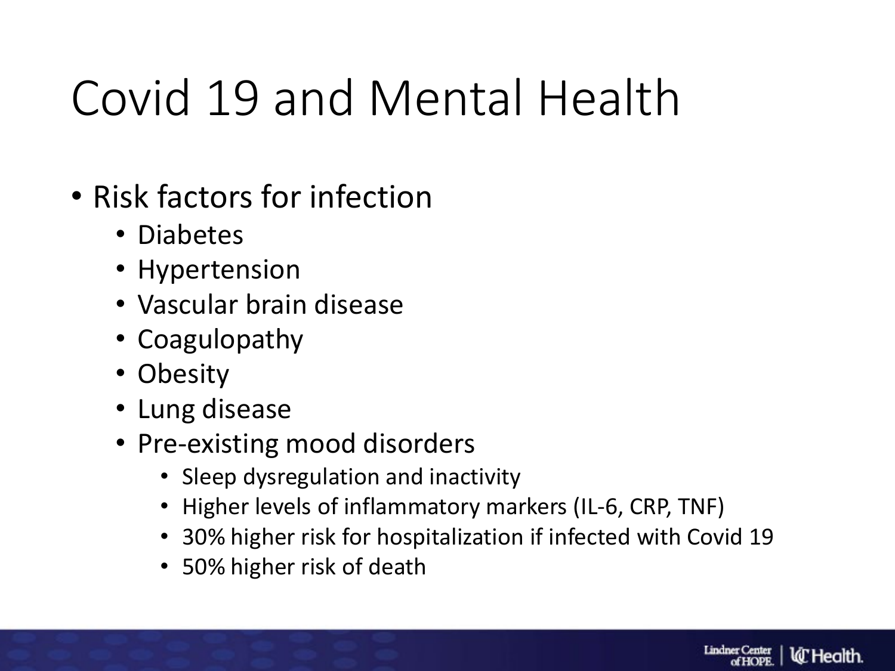# Covid 19 and Mental Health

- Risk factors for infection
  - Diabetes
  - Hypertension
  - Vascular brain disease
  - Coagulopathy
  - Obesity
  - Lung disease
  - Pre-existing mood disorders
    - Sleep dysregulation and inactivity
    - Higher levels of inflammatory markers (IL-6, CRP, TNF)
    - 30% higher risk for hospitalization if infected with Covid 19
    - 50% higher risk of death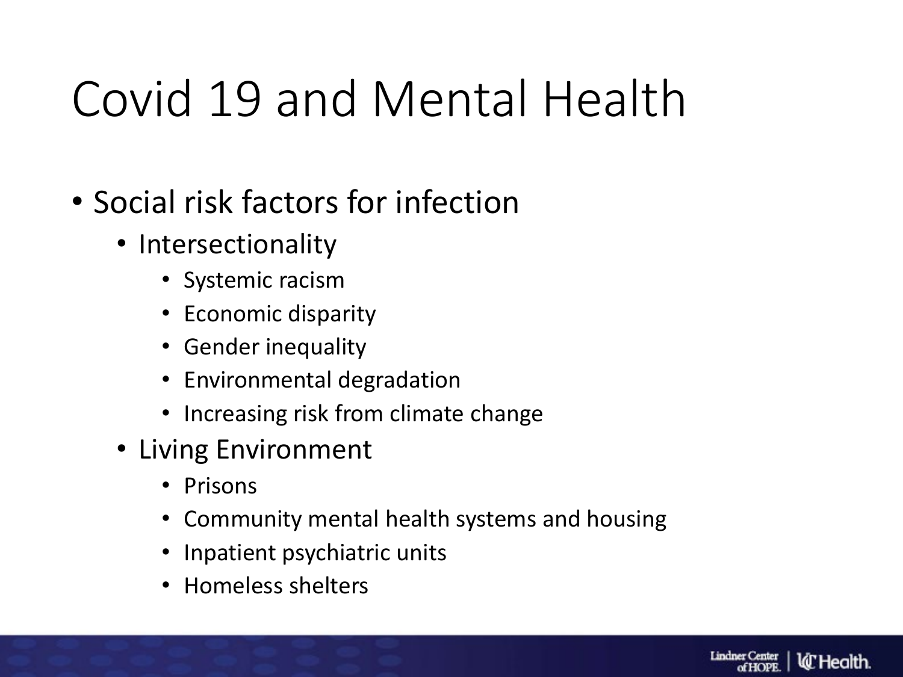# Covid 19 and Mental Health

- Social risk factors for infection
  - Intersectionality
    - Systemic racism
    - Economic disparity
    - Gender inequality
    - Environmental degradation
    - Increasing risk from climate change
  - Living Environment
    - Prisons
    - Community mental health systems and housing
    - Inpatient psychiatric units
    - Homeless shelters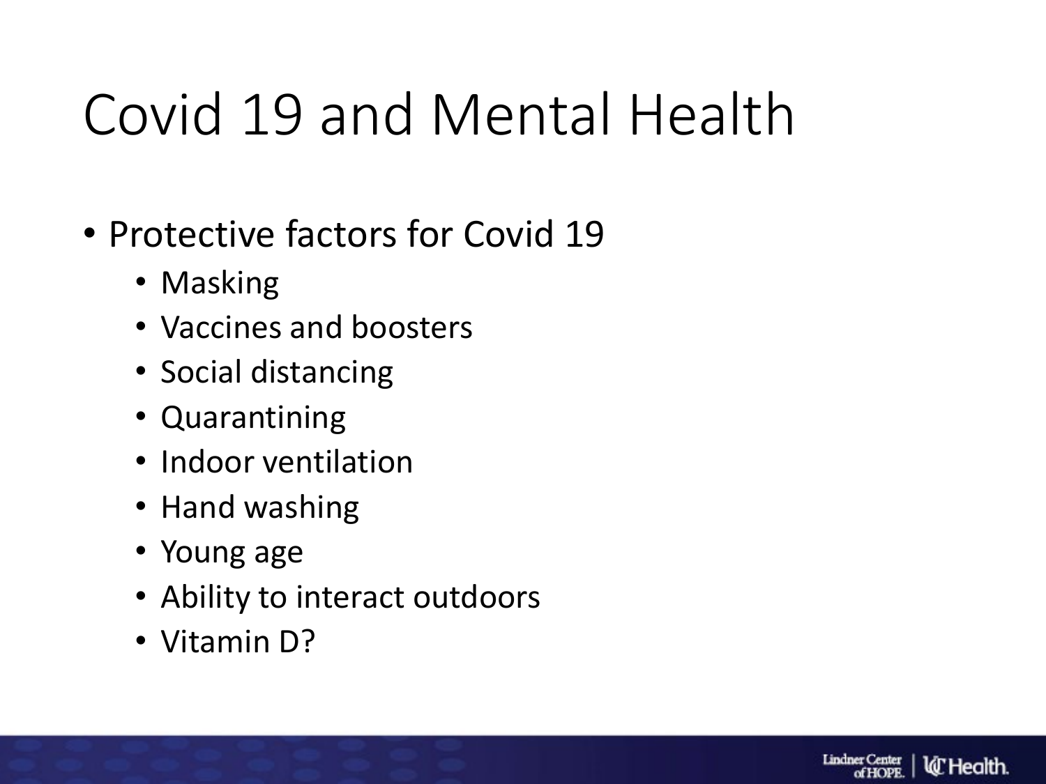# Covid 19 and Mental Health

- Protective factors for Covid 19
  - Masking
  - Vaccines and boosters
  - Social distancing
  - Quarantining
  - Indoor ventilation
  - Hand washing
  - Young age
  - Ability to interact outdoors
  - Vitamin D?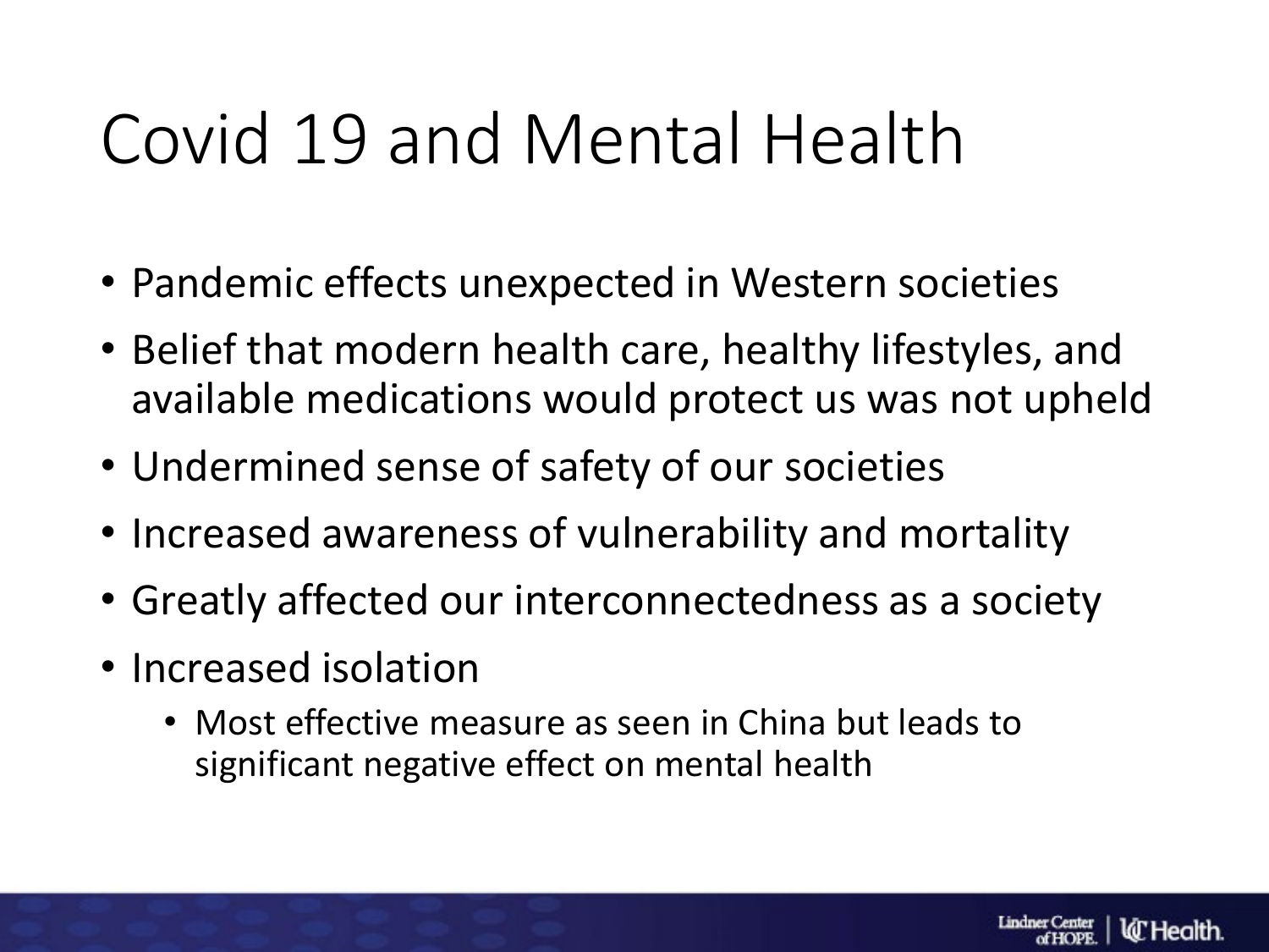# Covid 19 and Mental Health

- Pandemic effects unexpected in Western societies
- Belief that modern health care, healthy lifestyles, and available medications would protect us was not upheld
- Undermined sense of safety of our societies
- Increased awareness of vulnerability and mortality
- Greatly affected our interconnectedness as a society
- Increased isolation
  - Most effective measure as seen in China but leads to significant negative effect on mental health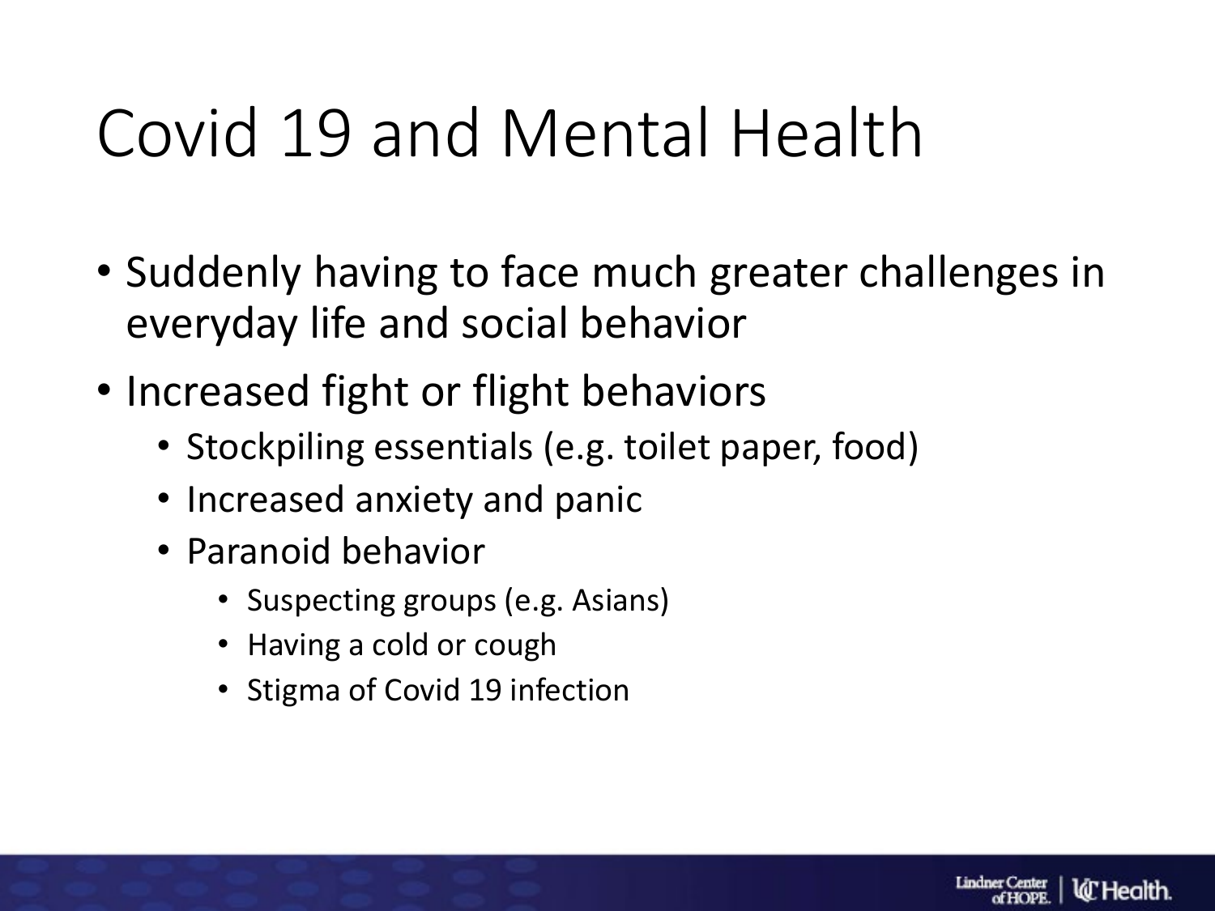# Covid 19 and Mental Health

- Suddenly having to face much greater challenges in everyday life and social behavior
- Increased fight or flight behaviors
  - Stockpiling essentials (e.g. toilet paper, food)
  - Increased anxiety and panic
  - Paranoid behavior
    - Suspecting groups (e.g. Asians)
    - Having a cold or cough
    - Stigma of Covid 19 infection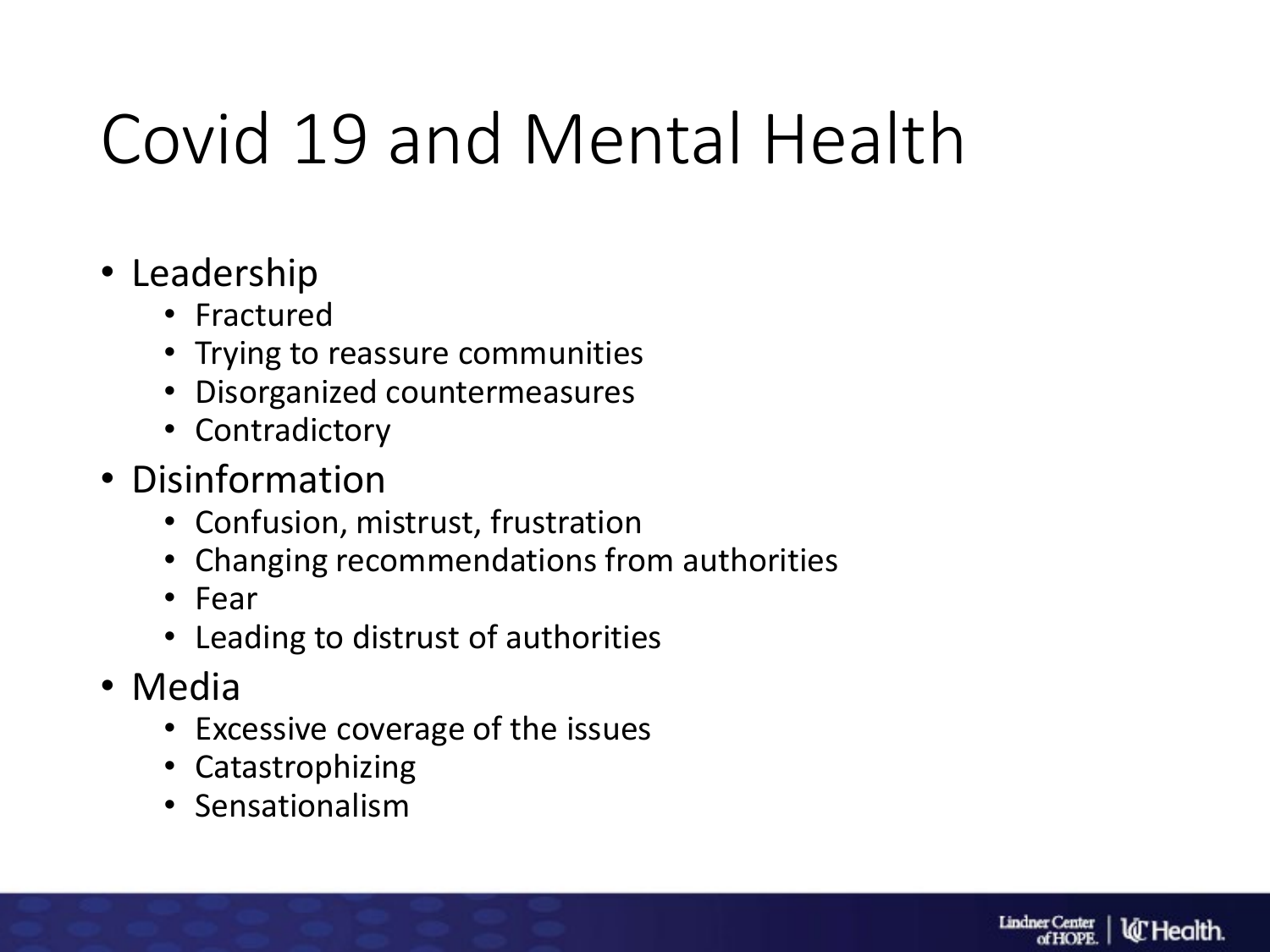# Covid 19 and Mental Health

- Leadership
  - Fractured
  - Trying to reassure communities
  - Disorganized countermeasures
  - Contradictory
- Disinformation
  - Confusion, mistrust, frustration
  - Changing recommendations from authorities
  - Fear
  - Leading to distrust of authorities
- Media
  - Excessive coverage of the issues
  - Catastrophizing
  - Sensationalism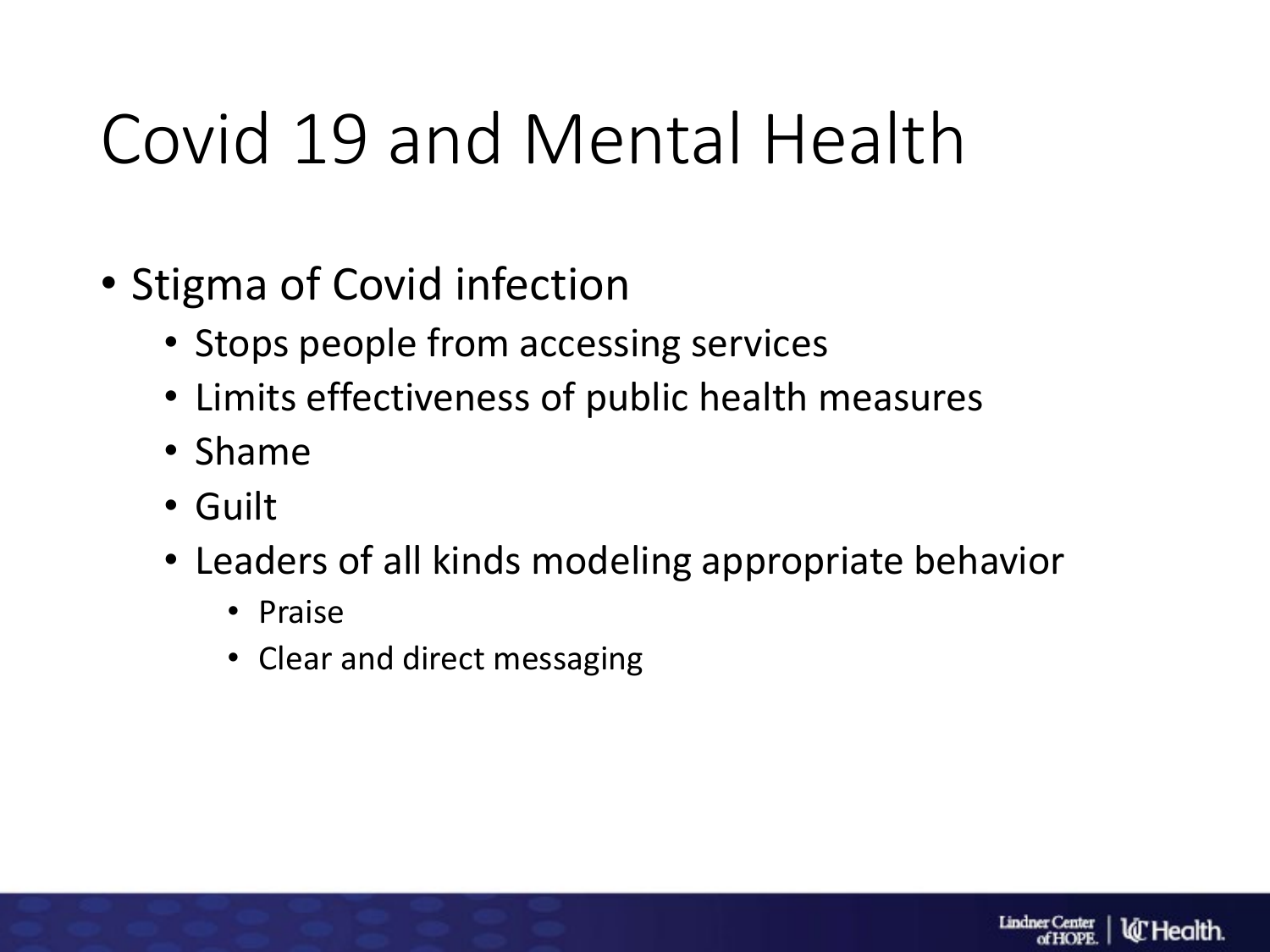# Covid 19 and Mental Health

- Stigma of Covid infection
  - Stops people from accessing services
  - Limits effectiveness of public health measures
  - Shame
  - Guilt
  - Leaders of all kinds modeling appropriate behavior
    - Praise
    - Clear and direct messaging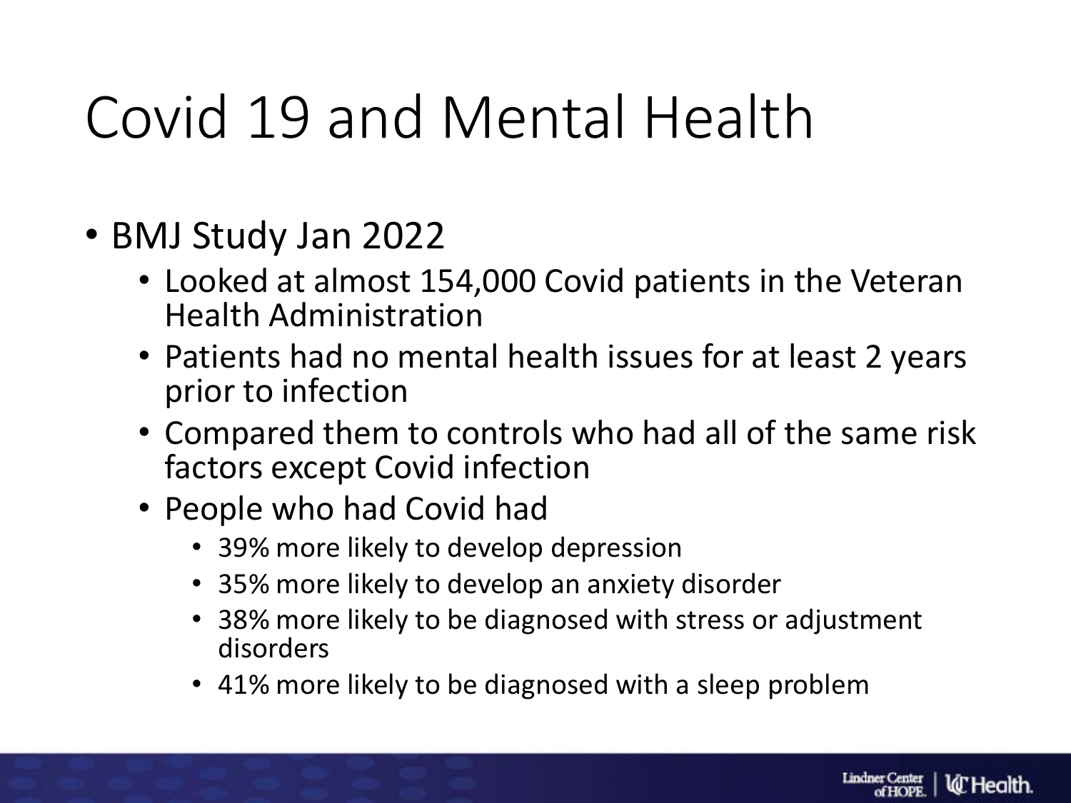# Covid 19 and Mental Health

- BMJ Study Jan 2022
  - Looked at almost 154,000 Covid patients in the Veteran Health Administration
  - Patients had no mental health issues for at least 2 years prior to infection
  - Compared them to controls who had all of the same risk factors except Covid infection
  - People who had Covid had
    - 39% more likely to develop depression
    - 35% more likely to develop an anxiety disorder
    - 38% more likely to be diagnosed with stress or adjustment disorders
    - 41% more likely to be diagnosed with a sleep problem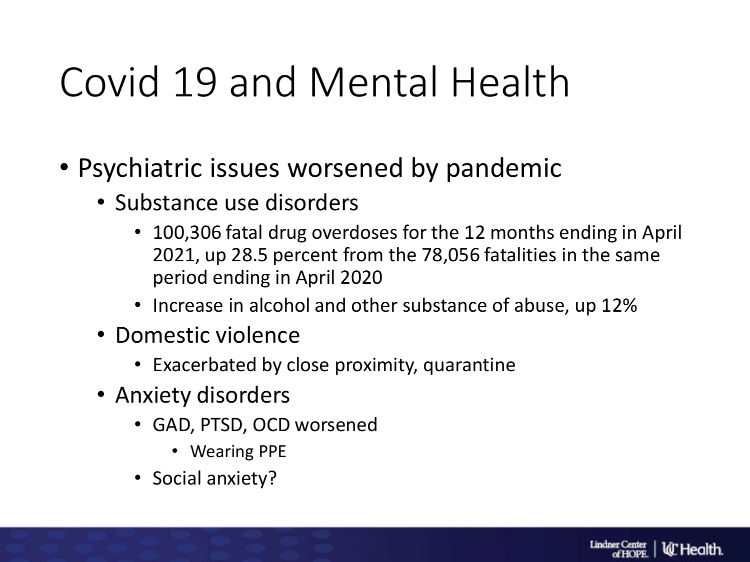# Covid 19 and Mental Health

- Psychiatric issues worsened by pandemic
  - Substance use disorders
    - 100,306 fatal drug overdoses for the 12 months ending in April 2021, up 28.5 percent from the 78,056 fatalities in the same period ending in April 2020
    - Increase in alcohol and other substance of abuse, up 12%
  - Domestic violence
    - Exacerbated by close proximity, quarantine
  - Anxiety disorders
    - GAD, PTSD, OCD worsened
      - Wearing PPE
    - Social anxiety?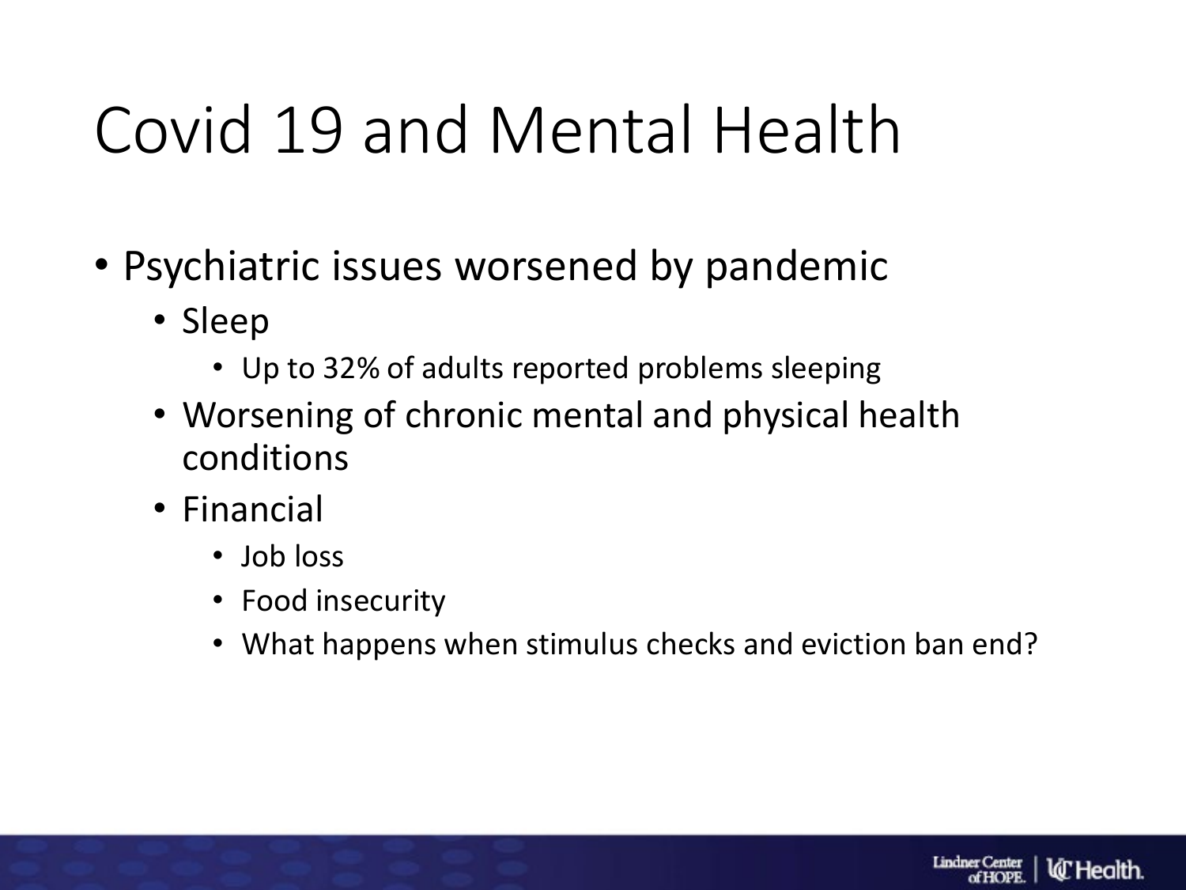# Covid 19 and Mental Health

- Psychiatric issues worsened by pandemic
  - Sleep
    - Up to 32% of adults reported problems sleeping
  - Worsening of chronic mental and physical health conditions
  - Financial
    - Job loss
    - Food insecurity
    - What happens when stimulus checks and eviction ban end?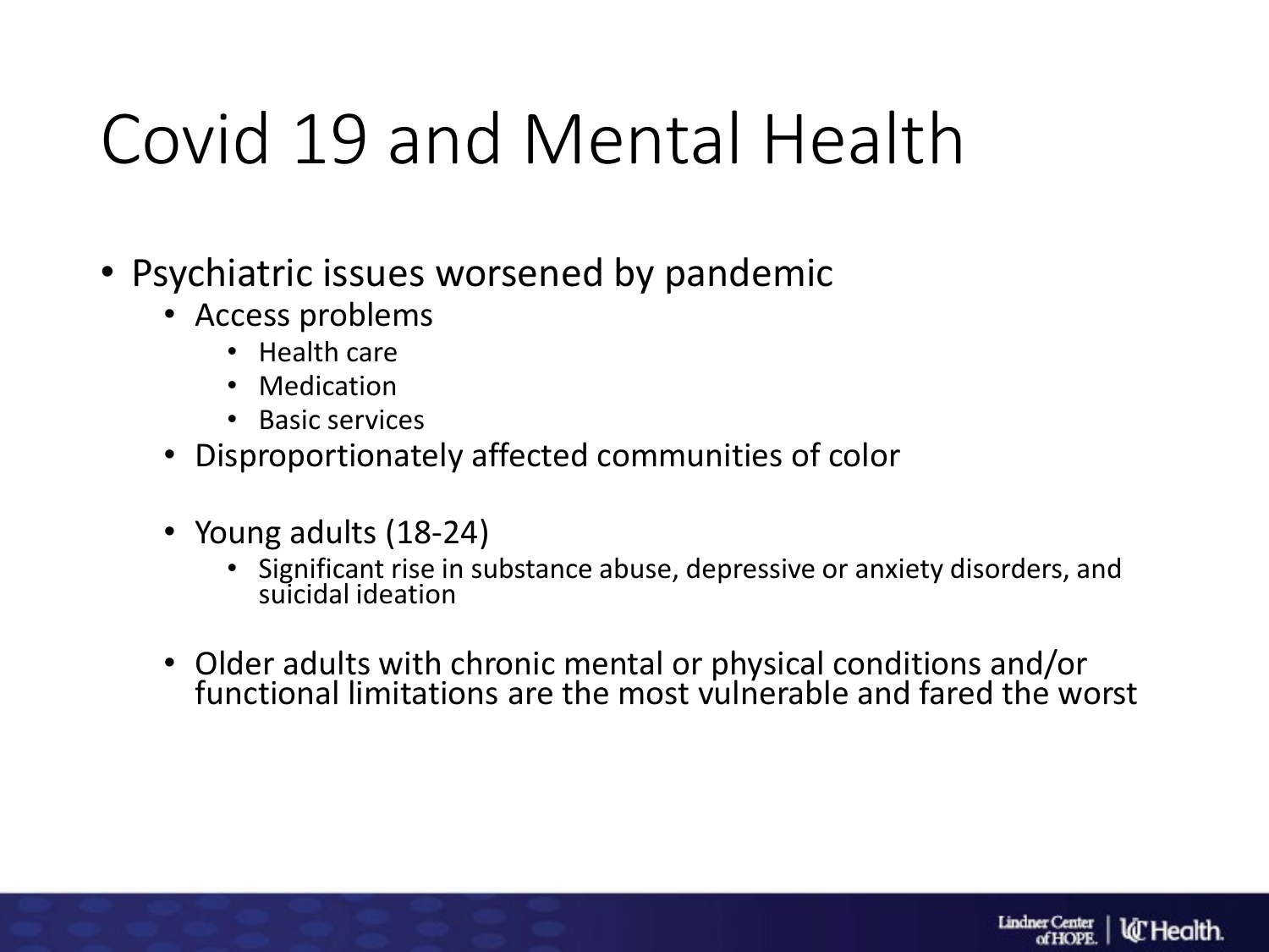# Covid 19 and Mental Health

- Psychiatric issues worsened by pandemic
  - Access problems
    - Health care
    - Medication
    - Basic services
  - Disproportionately affected communities of color
  - Young adults (18-24)
    - Significant rise in substance abuse, depressive or anxiety disorders, and suicidal ideation
  - Older adults with chronic mental or physical conditions and/or functional limitations are the most vulnerable and fared the worst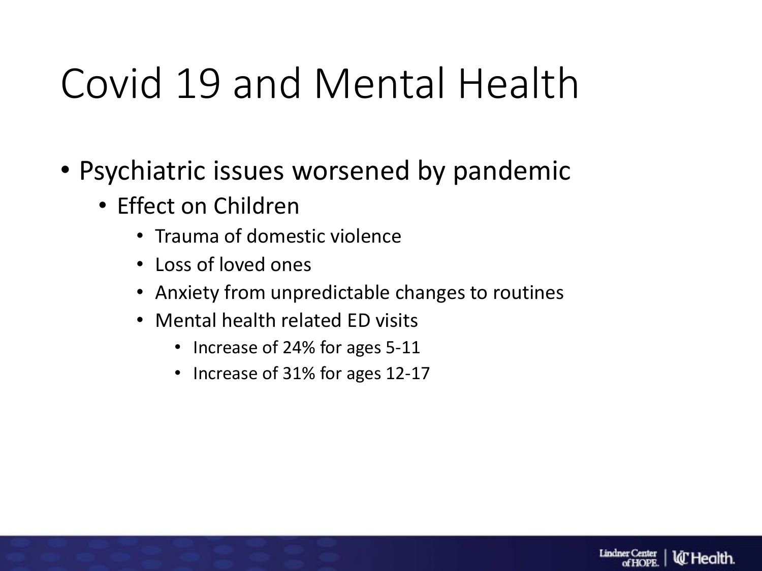# Covid 19 and Mental Health

- Psychiatric issues worsened by pandemic
  - Effect on Children
    - Trauma of domestic violence
    - Loss of loved ones
    - Anxiety from unpredictable changes to routines
    - Mental health related ED visits
      - Increase of 24% for ages 5-11
      - Increase of 31% for ages 12-17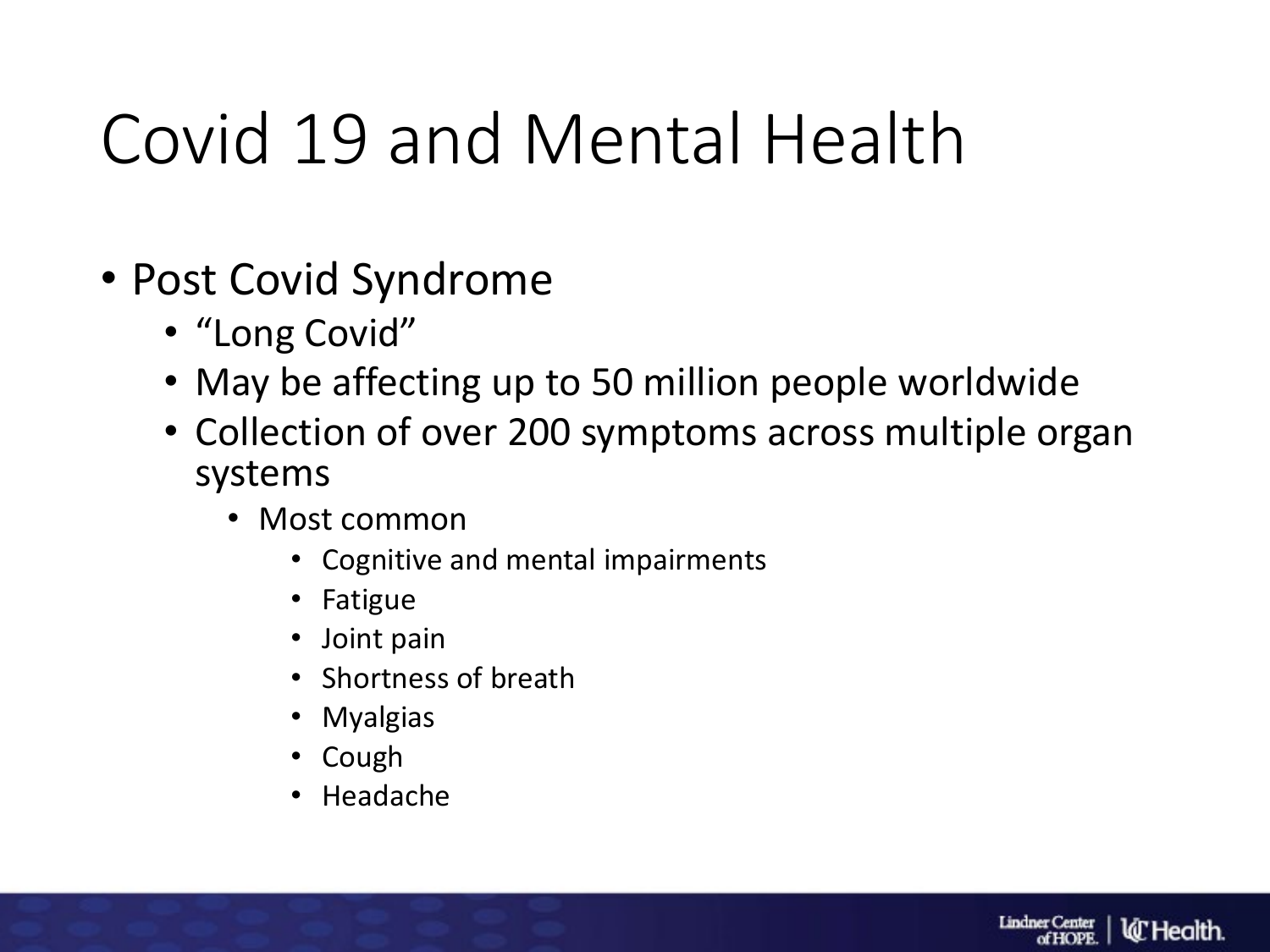# Covid 19 and Mental Health

- Post Covid Syndrome
  - "Long Covid"
  - May be affecting up to 50 million people worldwide
  - Collection of over 200 symptoms across multiple organ systems
    - Most common
      - Cognitive and mental impairments
      - Fatigue
      - Joint pain
      - Shortness of breath
      - Myalgias
      - Cough
      - Headache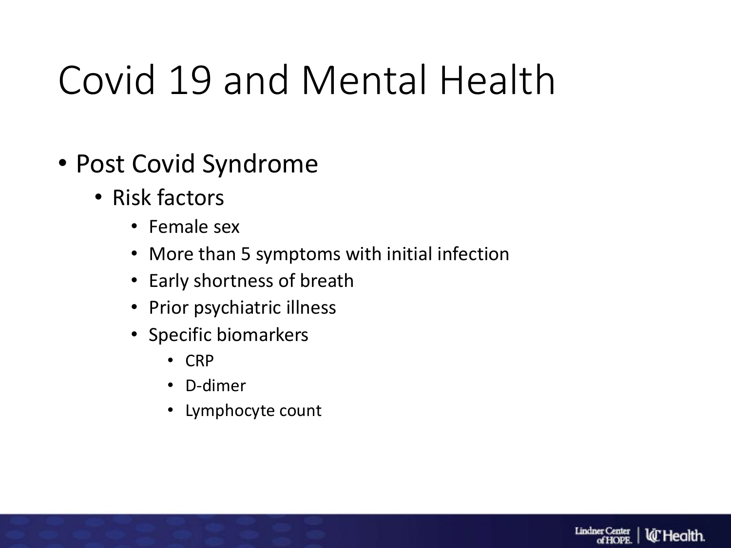# Covid 19 and Mental Health

- Post Covid Syndrome
  - Risk factors
    - Female sex
    - More than 5 symptoms with initial infection
    - Early shortness of breath
    - Prior psychiatric illness
    - Specific biomarkers
      - CRP
      - D-dimer
      - Lymphocyte count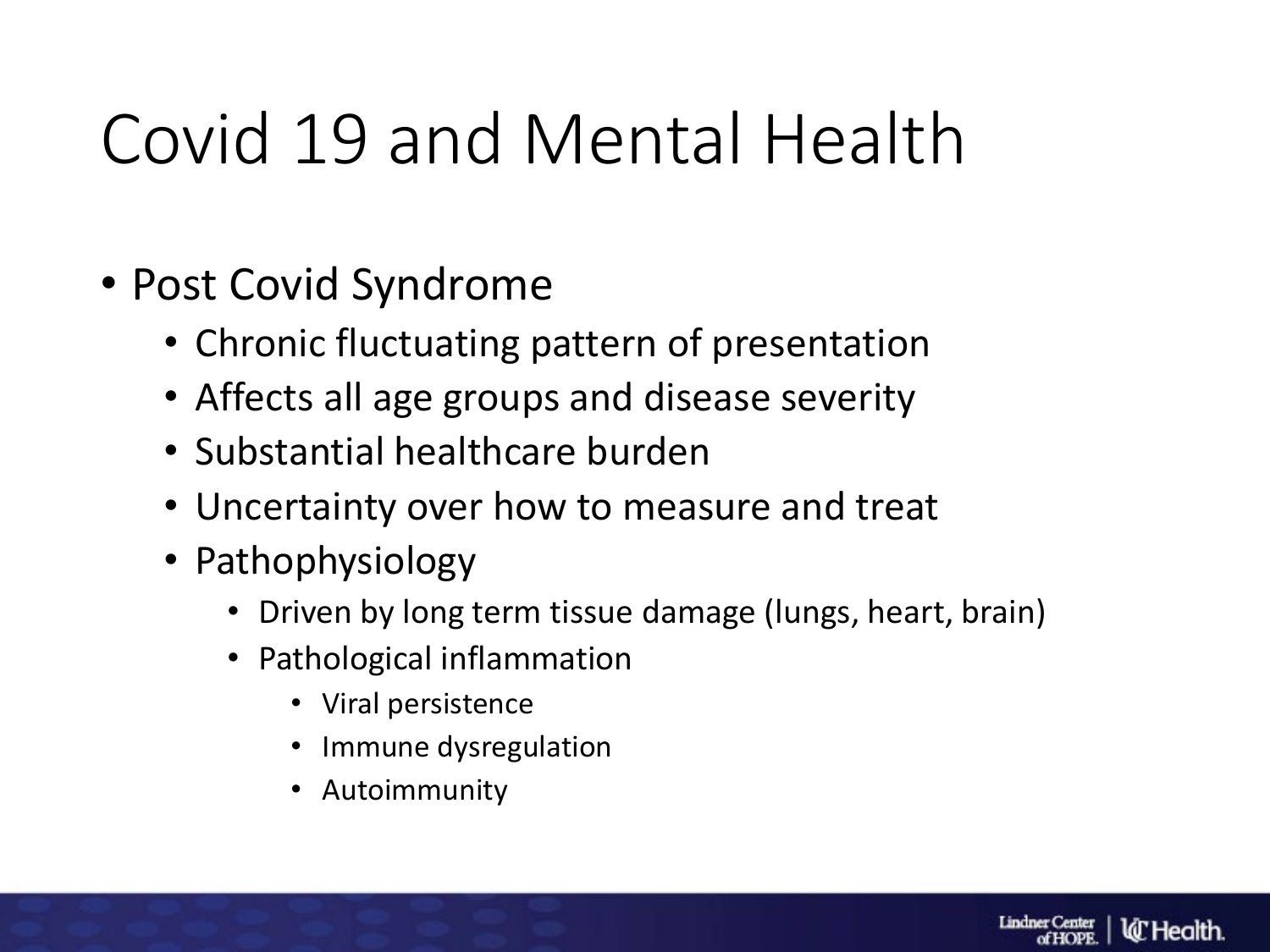# Covid 19 and Mental Health

- Post Covid Syndrome
  - Chronic fluctuating pattern of presentation
  - Affects all age groups and disease severity
  - Substantial healthcare burden
  - Uncertainty over how to measure and treat
  - Pathophysiology
    - Driven by long term tissue damage (lungs, heart, brain)
    - Pathological inflammation
      - Viral persistence
      - Immune dysregulation
      - Autoimmunity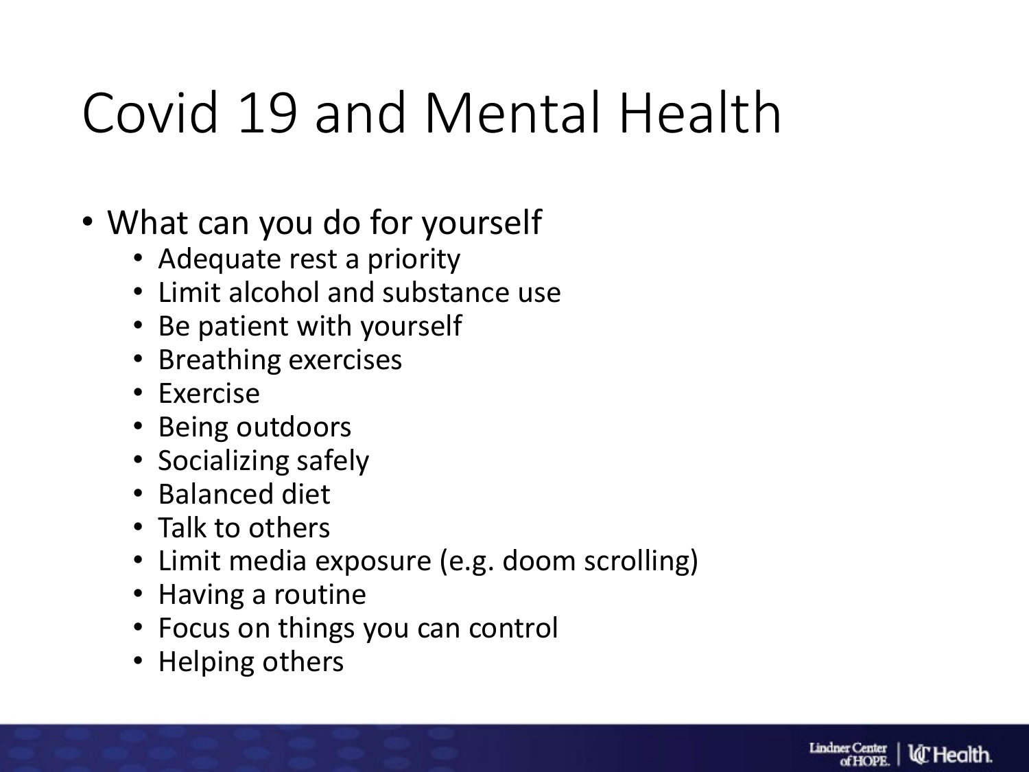# Covid 19 and Mental Health

- What can you do for yourself
  - Adequate rest a priority
  - Limit alcohol and substance use
  - Be patient with yourself
  - Breathing exercises
  - Exercise
  - Being outdoors
  - Socializing safely
  - Balanced diet
  - Talk to others
  - Limit media exposure (e.g. doom scrolling)
  - Having a routine
  - Focus on things you can control
  - Helping others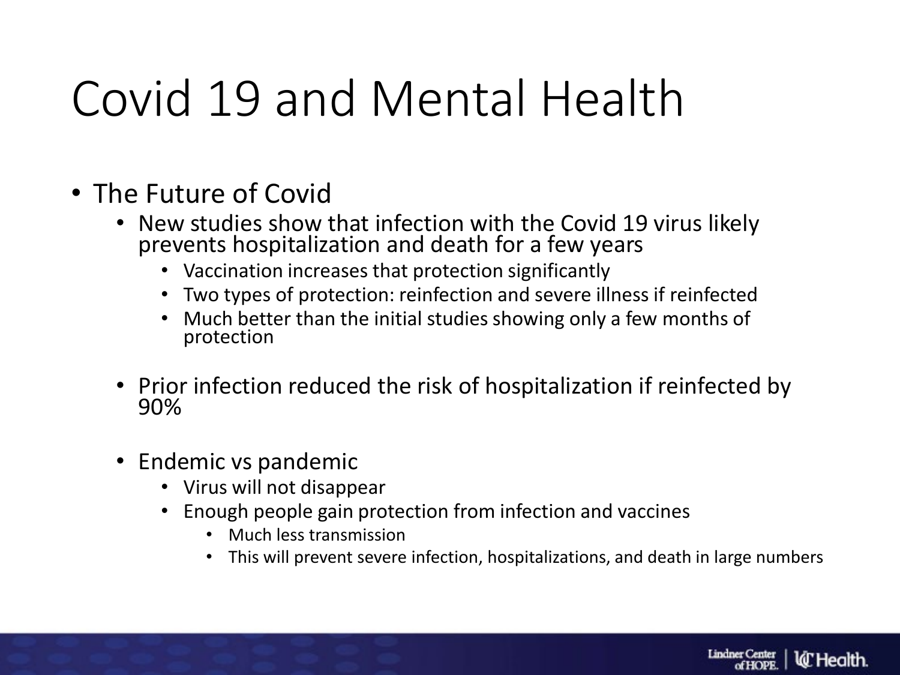# Covid 19 and Mental Health

- The Future of Covid
  - New studies show that infection with the Covid 19 virus likely prevents hospitalization and death for a few years
    - Vaccination increases that protection significantly
    - Two types of protection: reinfection and severe illness if reinfected
    - Much better than the initial studies showing only a few months of protection
  - Prior infection reduced the risk of hospitalization if reinfected by 90%
  - Endemic vs pandemic
    - Virus will not disappear
    - Enough people gain protection from infection and vaccines
      - Much less transmission
      - This will prevent severe infection, hospitalizations, and death in large numbers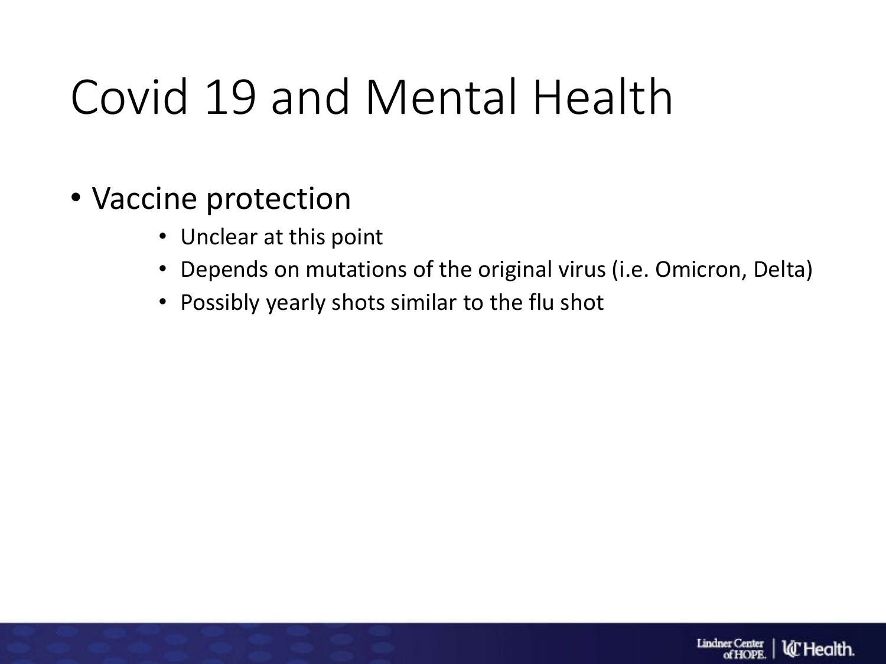# Covid 19 and Mental Health

- Vaccine protection
  - Unclear at this point
  - Depends on mutations of the original virus (i.e. Omicron, Delta)
  - Possibly yearly shots similar to the flu shot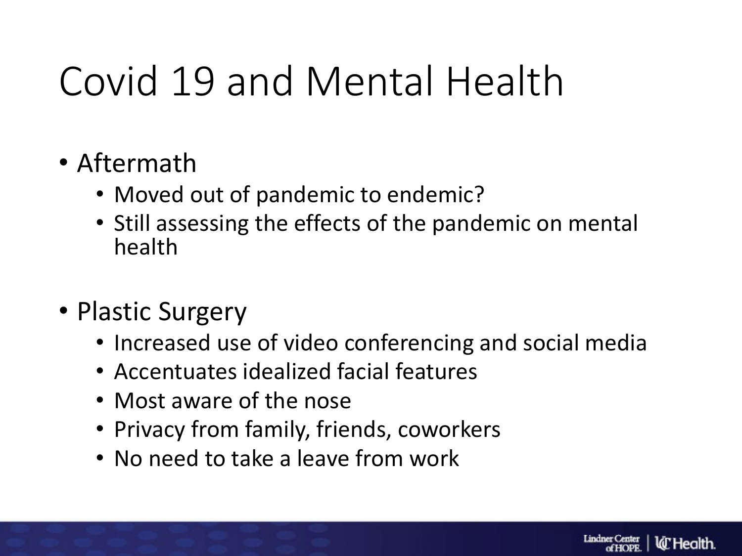# Covid 19 and Mental Health

- Aftermath
  - Moved out of pandemic to endemic?
  - Still assessing the effects of the pandemic on mental health

- Plastic Surgery
  - Increased use of video conferencing and social media
  - Accentuates idealized facial features
  - Most aware of the nose
  - Privacy from family, friends, coworkers
  - No need to take a leave from work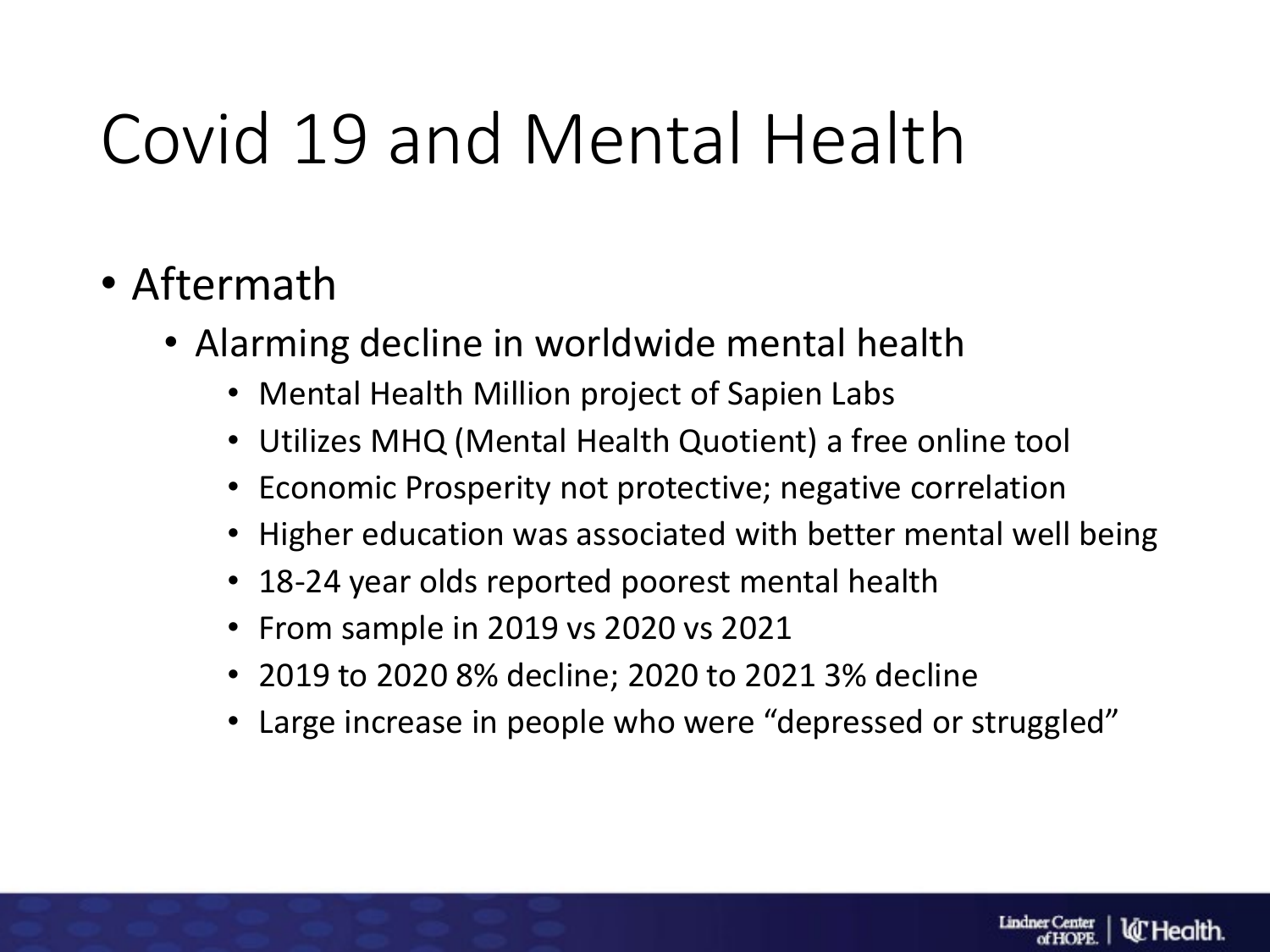# Covid 19 and Mental Health

- Aftermath
  - Alarming decline in worldwide mental health
    - Mental Health Million project of Sapien Labs
    - Utilizes MHQ (Mental Health Quotient) a free online tool
    - Economic Prosperity not protective; negative correlation
    - Higher education was associated with better mental well being
    - 18-24 year olds reported poorest mental health
    - From sample in 2019 vs 2020 vs 2021
    - 2019 to 2020 8% decline; 2020 to 2021 3% decline
    - Large increase in people who were “depressed or struggled”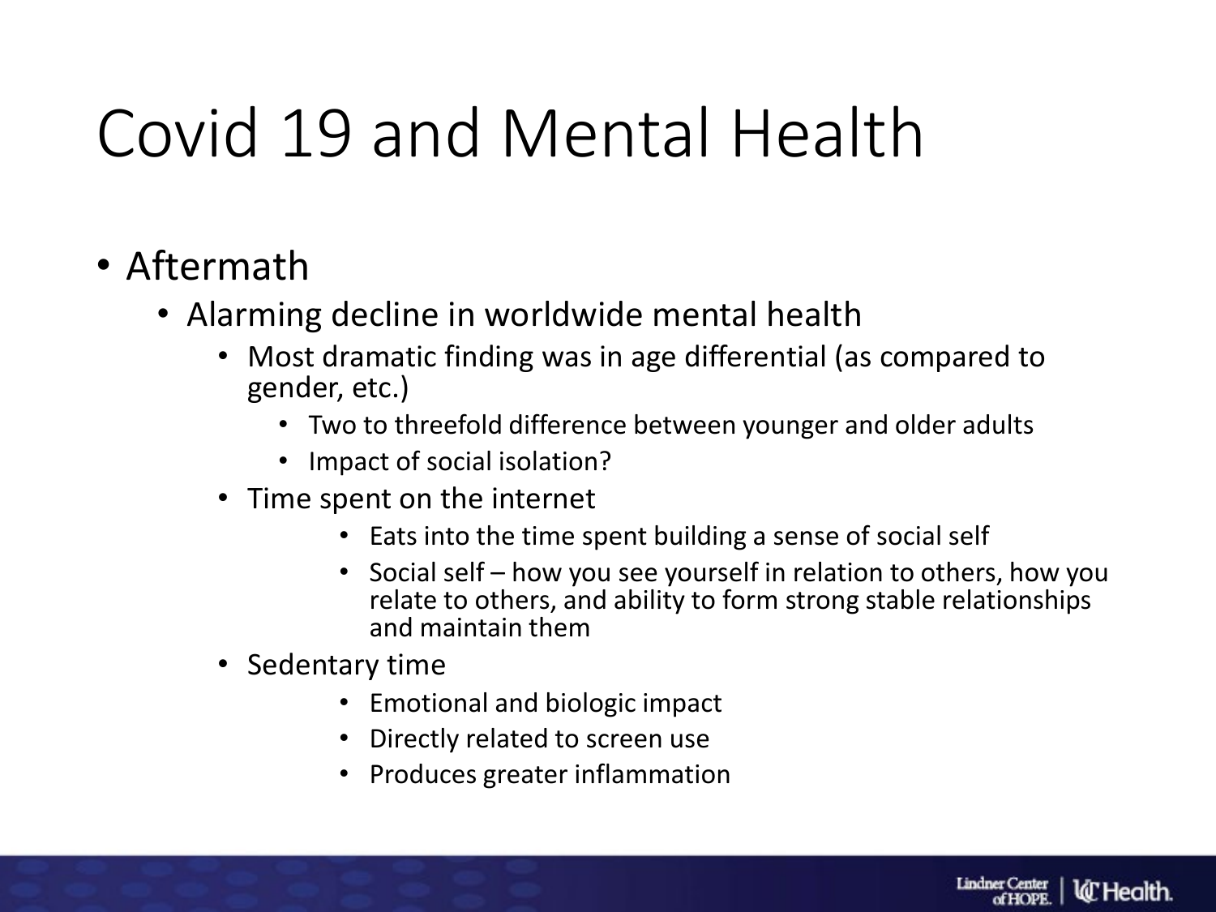# Covid 19 and Mental Health

- Aftermath
  - Alarming decline in worldwide mental health
    - Most dramatic finding was in age differential (as compared to gender, etc.)
      - Two to threefold difference between younger and older adults
      - Impact of social isolation?
    - Time spent on the internet
      - Eats into the time spent building a sense of social self
      - Social self – how you see yourself in relation to others, how you relate to others, and ability to form strong stable relationships and maintain them
    - Sedentary time
      - Emotional and biologic impact
      - Directly related to screen use
      - Produces greater inflammation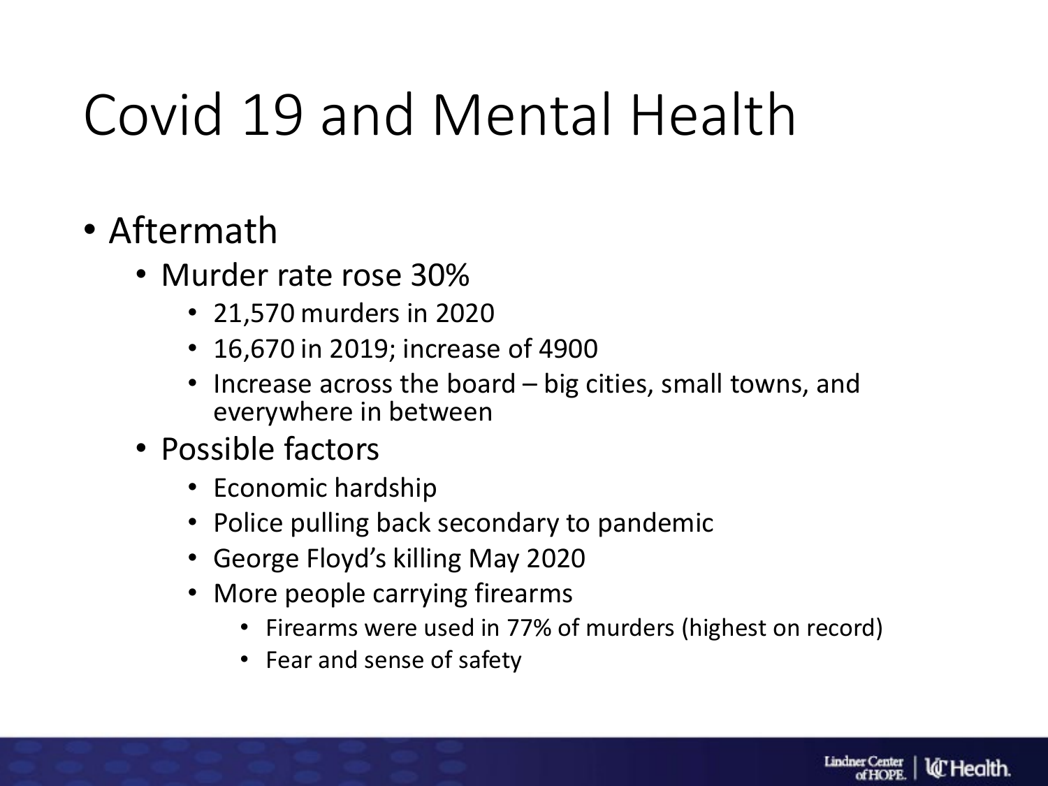# Covid 19 and Mental Health

- Aftermath
  - Murder rate rose 30%
    - 21,570 murders in 2020
    - 16,670 in 2019; increase of 4900
    - Increase across the board – big cities, small towns, and everywhere in between
  - Possible factors
    - Economic hardship
    - Police pulling back secondary to pandemic
    - George Floyd's killing May 2020
    - More people carrying firearms
      - Firearms were used in 77% of murders (highest on record)
      - Fear and sense of safety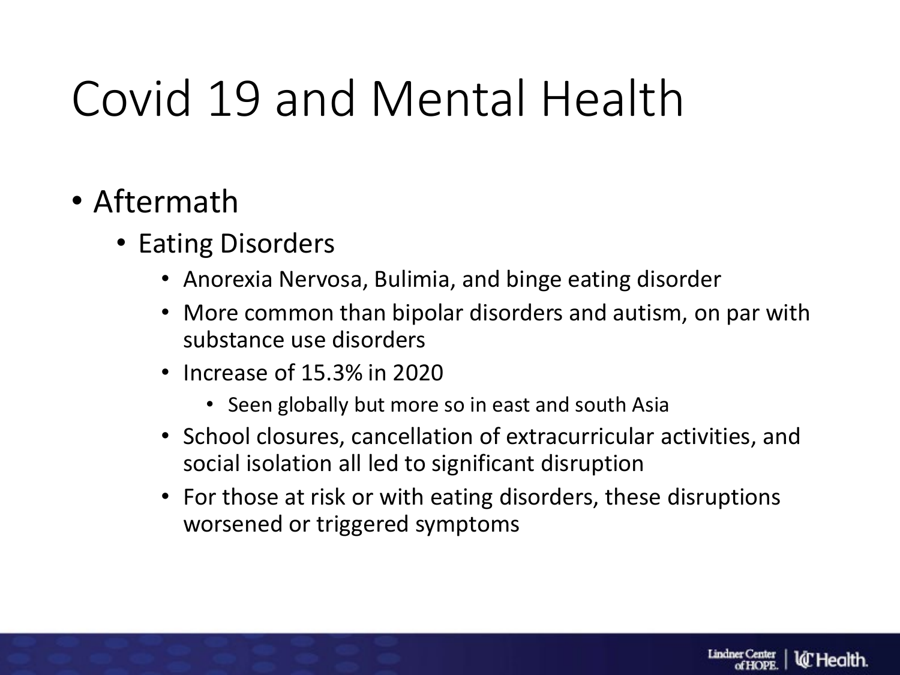# Covid 19 and Mental Health

- Aftermath
  - Eating Disorders
    - Anorexia Nervosa, Bulimia, and binge eating disorder
    - More common than bipolar disorders and autism, on par with substance use disorders
    - Increase of 15.3% in 2020
      - Seen globally but more so in east and south Asia
    - School closures, cancellation of extracurricular activities, and social isolation all led to significant disruption
    - For those at risk or with eating disorders, these disruptions worsened or triggered symptoms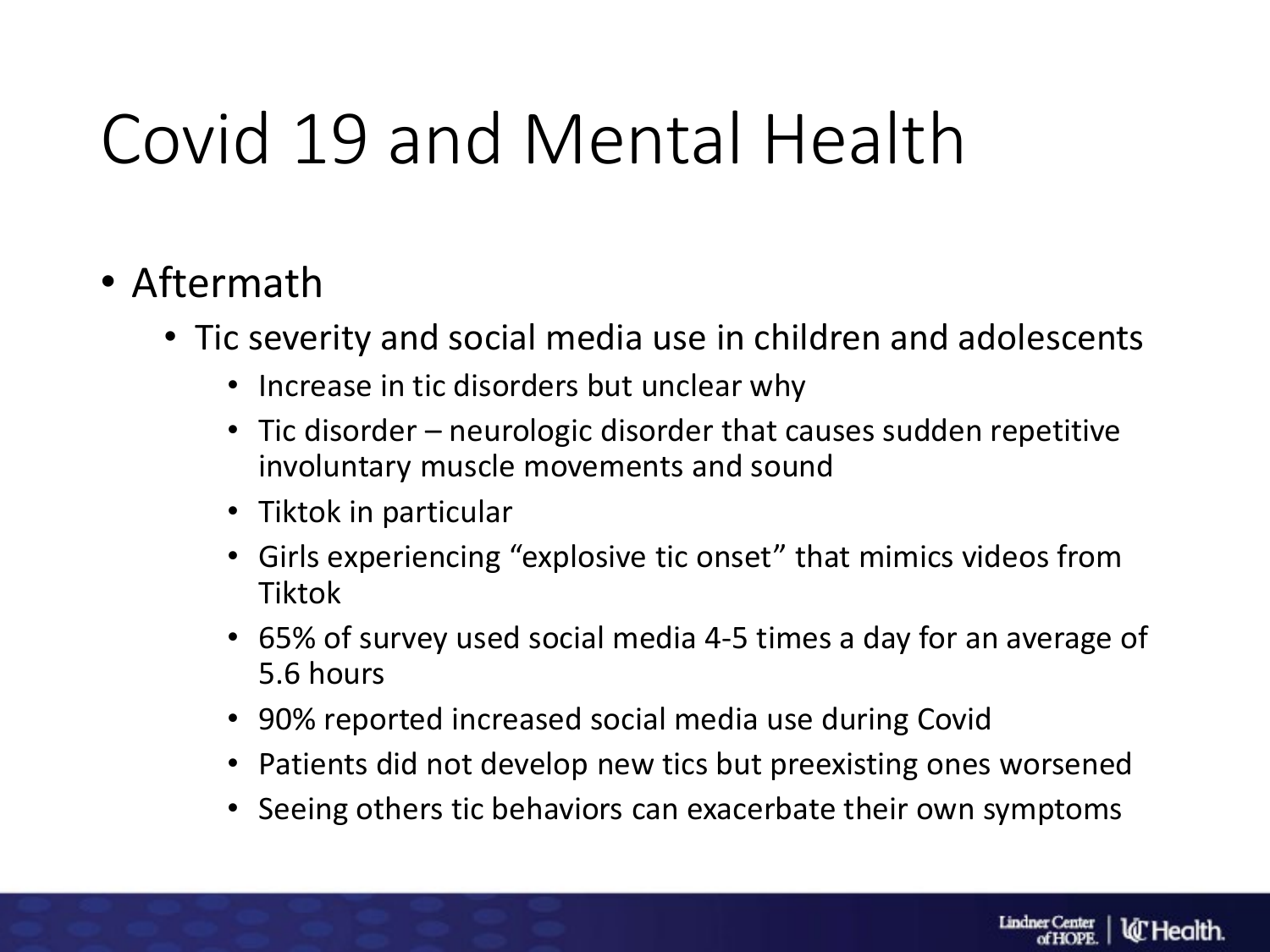# Covid 19 and Mental Health

- Aftermath
  - Tic severity and social media use in children and adolescents
    - Increase in tic disorders but unclear why
    - Tic disorder – neurologic disorder that causes sudden repetitive involuntary muscle movements and sound
    - Tiktok in particular
    - Girls experiencing “explosive tic onset” that mimics videos from Tiktok
    - 65% of survey used social media 4-5 times a day for an average of 5.6 hours
    - 90% reported increased social media use during Covid
    - Patients did not develop new tics but preexisting ones worsened
    - Seeing others tic behaviors can exacerbate their own symptoms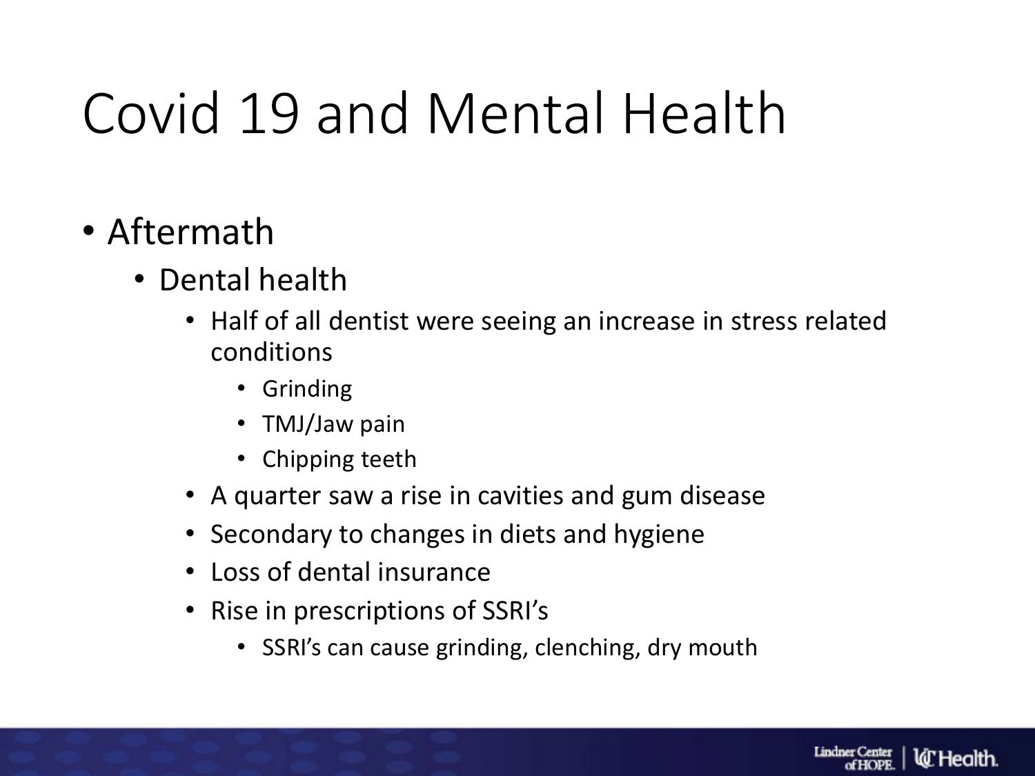# Covid 19 and Mental Health

- Aftermath
  - Dental health
    - Half of all dentist were seeing an increase in stress related conditions
      - Grinding
      - TMJ/Jaw pain
      - Chipping teeth
    - A quarter saw a rise in cavities and gum disease
    - Secondary to changes in diets and hygiene
    - Loss of dental insurance
    - Rise in prescriptions of SSRI's
      - SSRI's can cause grinding, clenching, dry mouth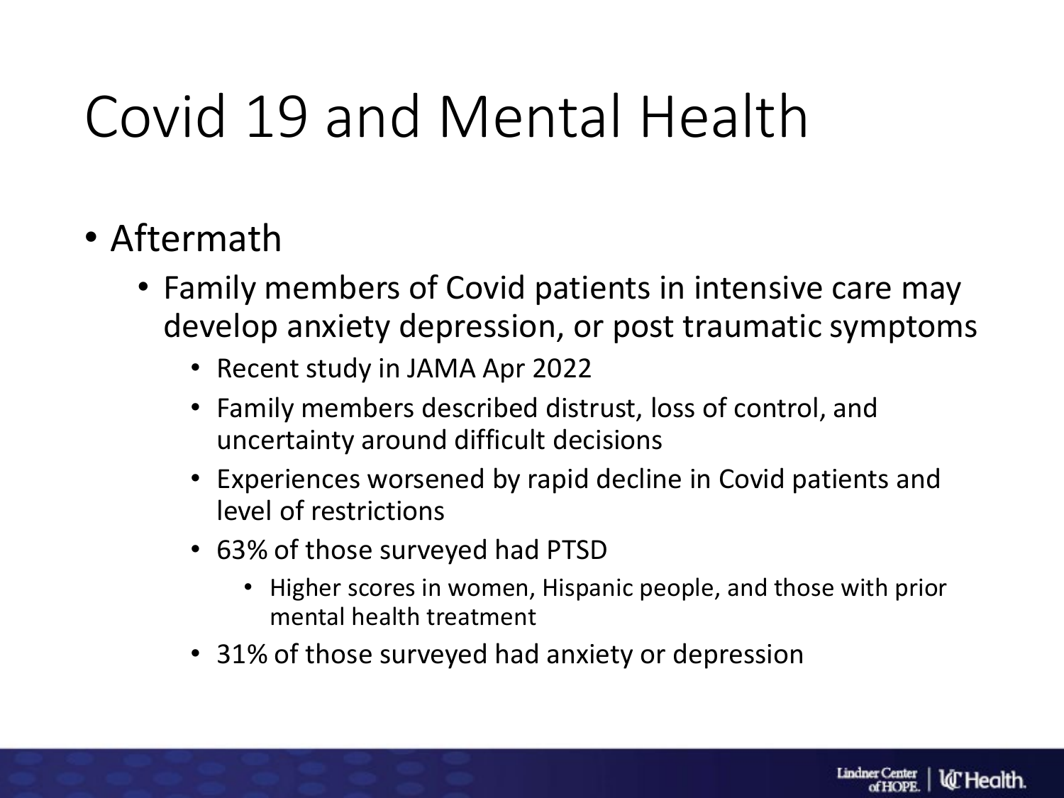# Covid 19 and Mental Health

- Aftermath
  - Family members of Covid patients in intensive care may develop anxiety depression, or post traumatic symptoms
    - Recent study in JAMA Apr 2022
    - Family members described distrust, loss of control, and uncertainty around difficult decisions
    - Experiences worsened by rapid decline in Covid patients and level of restrictions
    - 63% of those surveyed had PTSD
      - Higher scores in women, Hispanic people, and those with prior mental health treatment
    - 31% of those surveyed had anxiety or depression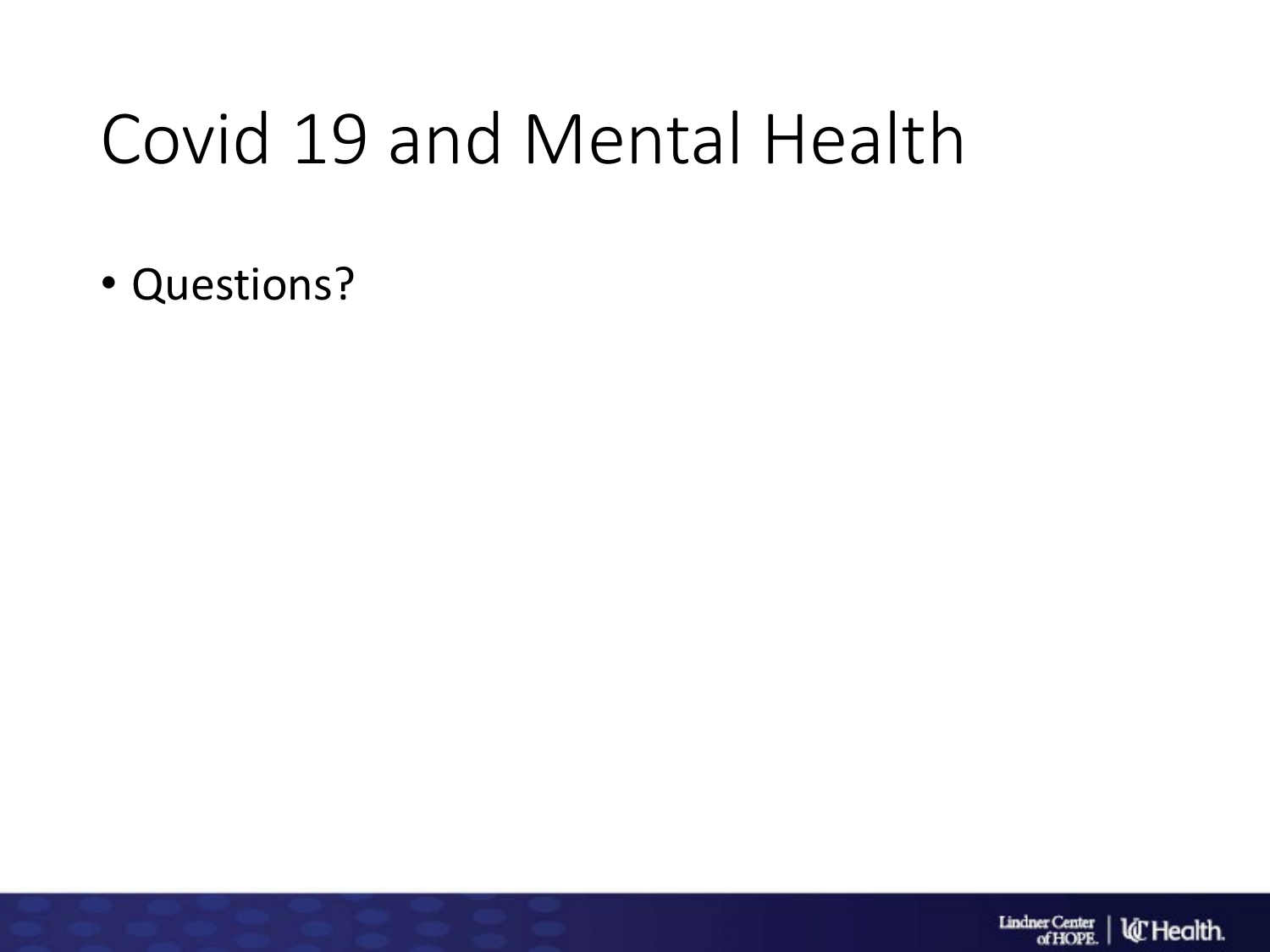# Covid 19 and Mental Health

- Questions?